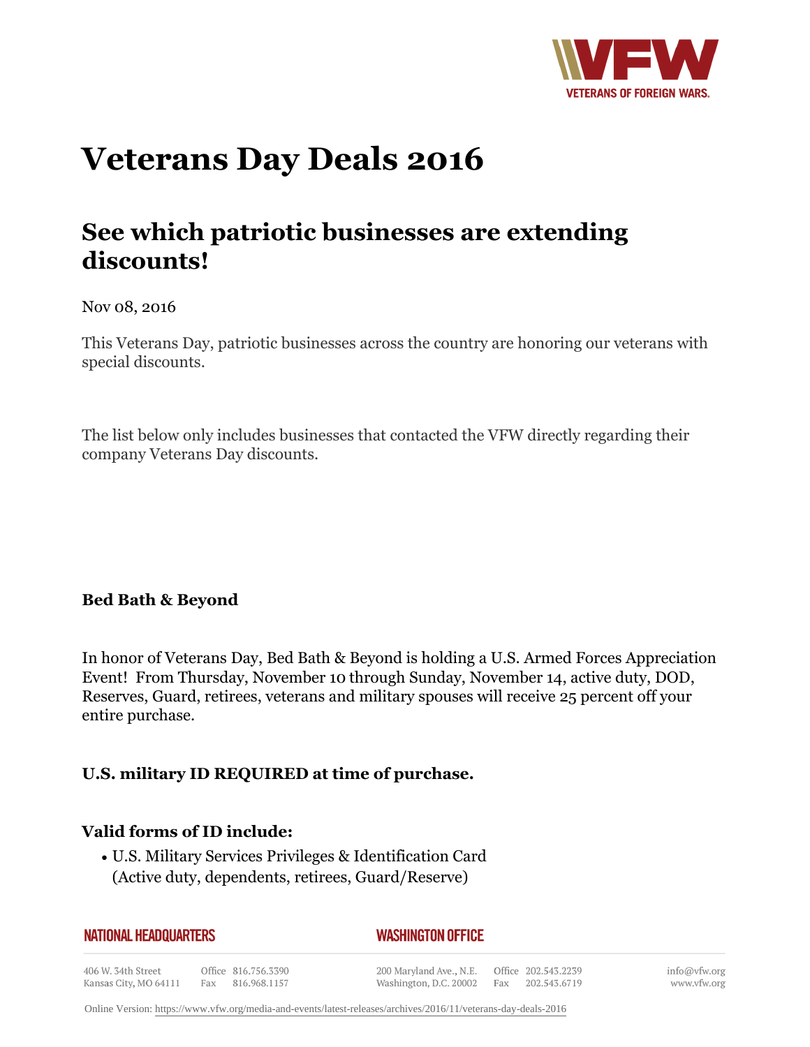# Veterans Day Deals 2016

## See which patriotic businesses are extending discounts!

Nov 08, 2016

This Veterans Day, patriotic businesses across the country are honoring our veterans with special discounts.

The list below only includes businesses that contacted the VFW directly regarding their company Veterans Day discounts.

**Bed Bath & Beyond**

In honor of Veterans Day, Bed Bath & Beyond is holding a U.S. Armed Forces Appreciation Event! From Thursday, November 10 through Sunday, November 14, active duty, DOD, Reserves, Guard, retirees, veterans and military spouses will receive 25 percent off your entire purchase.

**U.S. military ID REQUIRED at time of purchase.**

### Valid forms of ID include:

- U.S. Military Services Privileges & Identification Card (Active duty, dependents, retirees, Guard/Reserve)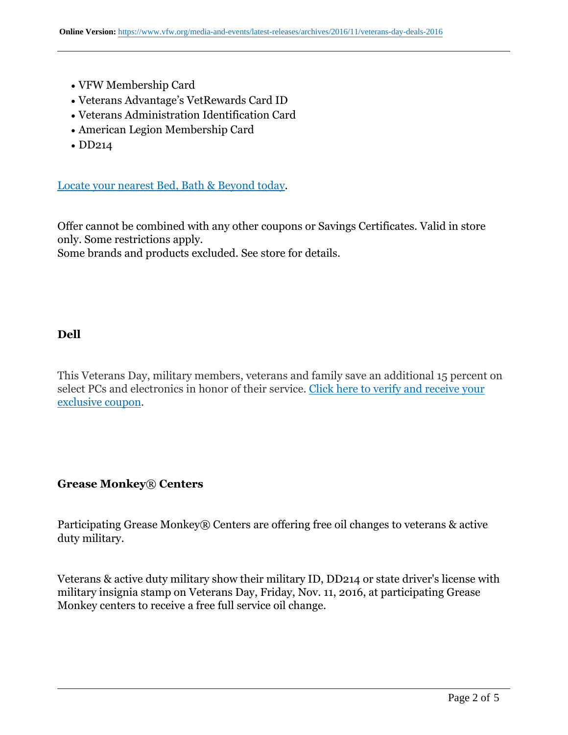- VFW Membership Card
- Veterans Advantage's VetRewards Card ID
- Veterans Administration Identification Card
- American Legion Membership Card
- DD214

Locate your nearest Bed, Bath & Beyond today.

Offer cannot be combined with any other coupons or Savings Certificates. Valid in store only. Some restrictions apply.
Some brands and products excluded. See store for details.

**Dell**

This Veterans Day, military members, veterans and family save an additional 15 percent on select PCs and electronics in honor of their service. Click here to verify and receive your exclusive coupon.

**Grease Monkey® Centers**

Participating Grease Monkey® Centers are offering free oil changes to veterans & active duty military.

Veterans & active duty military show their military ID, DD214 or state driver's license with military insignia stamp on Veterans Day, Friday, Nov. 11, 2016, at participating Grease Monkey centers to receive a free full service oil change.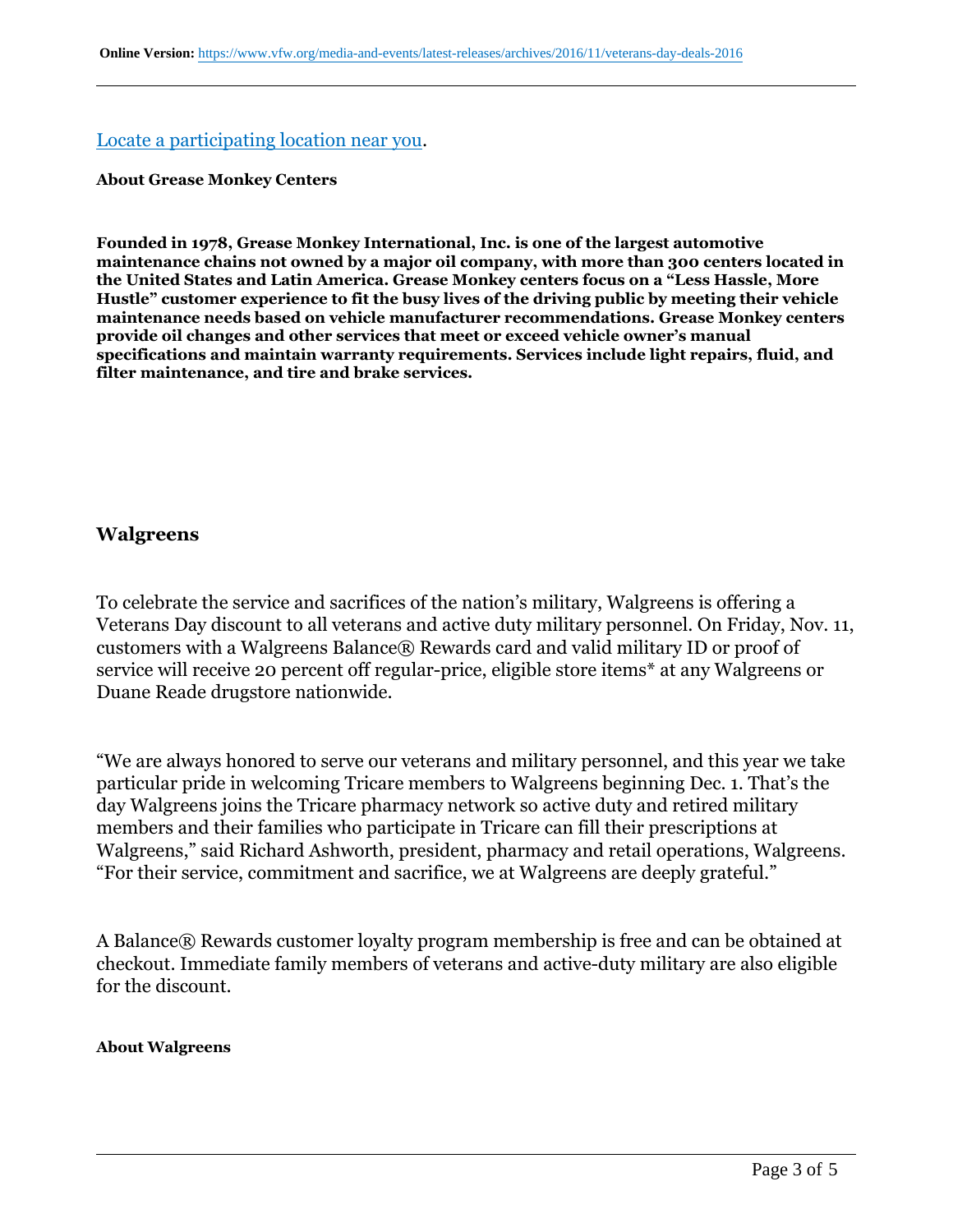[Locate a participating location near you](#).

**About Grease Monkey Centers**

**Founded in 1978, Grease Monkey International, Inc. is one of the largest automotive maintenance chains not owned by a major oil company, with more than 300 centers located in the United States and Latin America. Grease Monkey centers focus on a "Less Hassle, More Hustle" customer experience to fit the busy lives of the driving public by meeting their vehicle maintenance needs based on vehicle manufacturer recommendations. Grease Monkey centers provide oil changes and other services that meet or exceed vehicle owner's manual specifications and maintain warranty requirements. Services include light repairs, fluid, and filter maintenance, and tire and brake services.**

### Walgreens

To celebrate the service and sacrifices of the nation's military, Walgreens is offering a Veterans Day discount to all veterans and active duty military personnel. On Friday, Nov. 11, customers with a Walgreens Balance® Rewards card and valid military ID or proof of service will receive 20 percent off regular-price, eligible store items* at any Walgreens or Duane Reade drugstore nationwide.

"We are always honored to serve our veterans and military personnel, and this year we take particular pride in welcoming Tricare members to Walgreens beginning Dec. 1. That's the day Walgreens joins the Tricare pharmacy network so active duty and retired military members and their families who participate in Tricare can fill their prescriptions at Walgreens," said Richard Ashworth, president, pharmacy and retail operations, Walgreens. "For their service, commitment and sacrifice, we at Walgreens are deeply grateful."

A Balance® Rewards customer loyalty program membership is free and can be obtained at checkout. Immediate family members of veterans and active-duty military are also eligible for the discount.

**About Walgreens**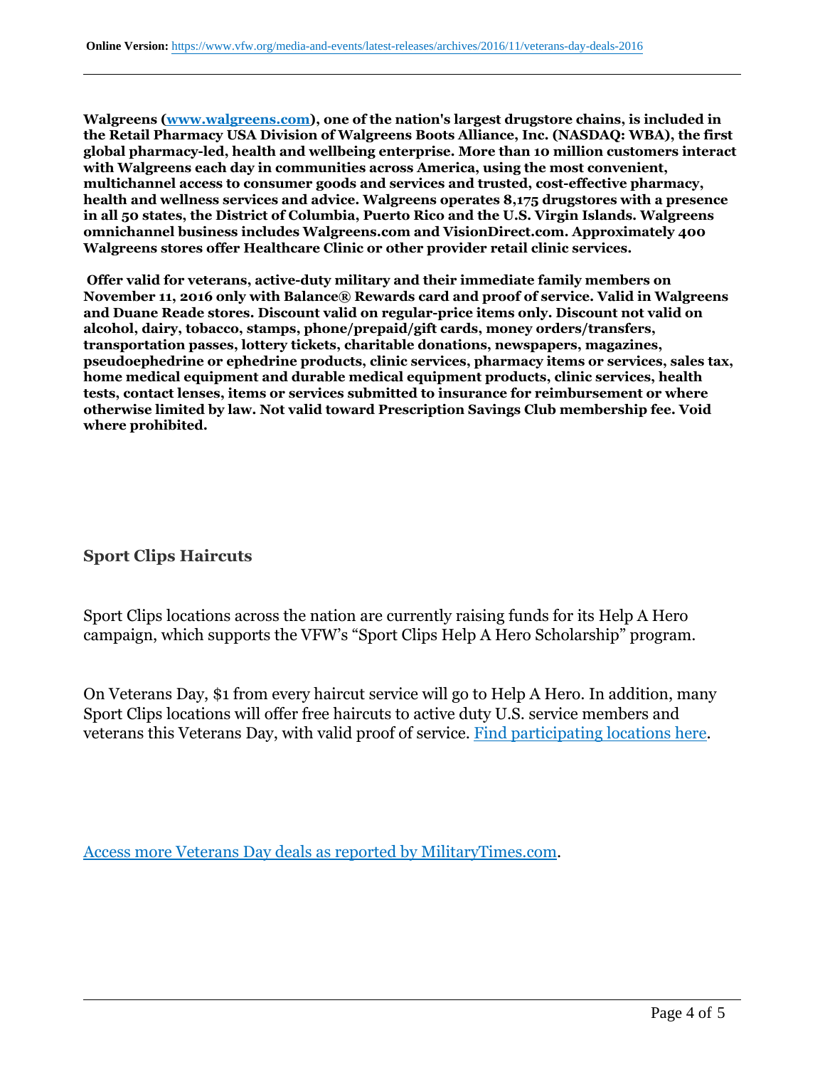**Walgreens ([www.walgreens.com](www.walgreens.com)), one of the nation's largest drugstore chains, is included in the Retail Pharmacy USA Division of Walgreens Boots Alliance, Inc. (NASDAQ: WBA), the first global pharmacy-led, health and wellbeing enterprise. More than 10 million customers interact with Walgreens each day in communities across America, using the most convenient, multichannel access to consumer goods and services and trusted, cost-effective pharmacy, health and wellness services and advice. Walgreens operates 8,175 drugstores with a presence in all 50 states, the District of Columbia, Puerto Rico and the U.S. Virgin Islands. Walgreens omnichannel business includes Walgreens.com and VisionDirect.com. Approximately 400 Walgreens stores offer Healthcare Clinic or other provider retail clinic services.**

**Offer valid for veterans, active-duty military and their immediate family members on November 11, 2016 only with Balance® Rewards card and proof of service. Valid in Walgreens and Duane Reade stores. Discount valid on regular-price items only. Discount not valid on alcohol, dairy, tobacco, stamps, phone/prepaid/gift cards, money orders/transfers, transportation passes, lottery tickets, charitable donations, newspapers, magazines, pseudoephedrine or ephedrine products, clinic services, pharmacy items or services, sales tax, home medical equipment and durable medical equipment products, clinic services, health tests, contact lenses, items or services submitted to insurance for reimbursement or where otherwise limited by law. Not valid toward Prescription Savings Club membership fee. Void where prohibited.**

### Sport Clips Haircuts

Sport Clips locations across the nation are currently raising funds for its Help A Hero campaign, which supports the VFW's "Sport Clips Help A Hero Scholarship" program.

On Veterans Day, $1 from every haircut service will go to Help A Hero. In addition, many Sport Clips locations will offer free haircuts to active duty U.S. service members and veterans this Veterans Day, with valid proof of service. Find participating locations here.

Access more Veterans Day deals as reported by MilitaryTimes.com.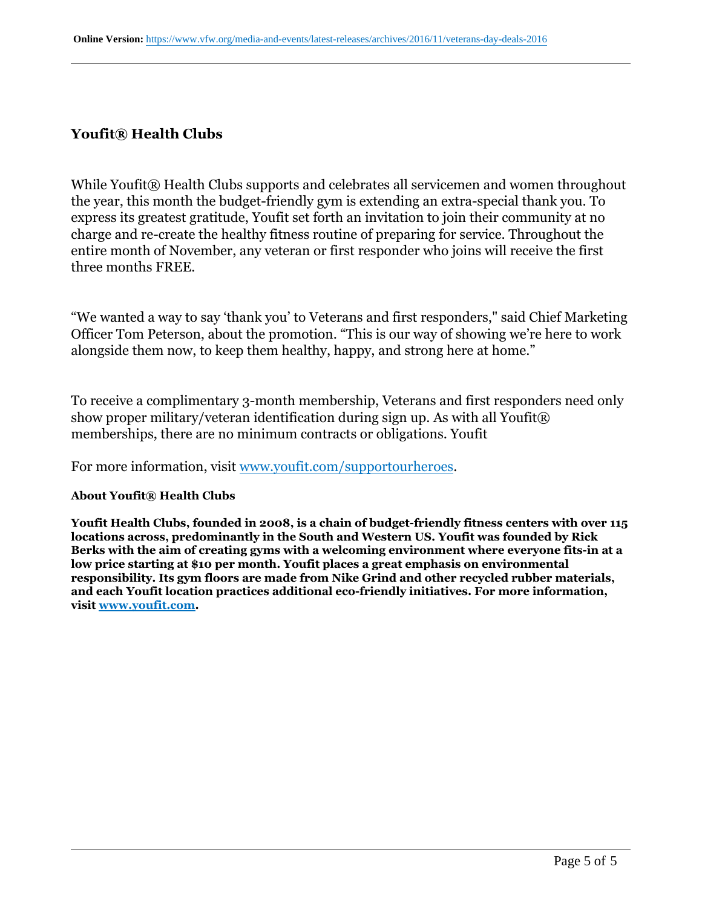### Youfit® Health Clubs

While Youfit® Health Clubs supports and celebrates all servicemen and women throughout the year, this month the budget-friendly gym is extending an extra-special thank you. To express its greatest gratitude, Youfit set forth an invitation to join their community at no charge and re-create the healthy fitness routine of preparing for service. Throughout the entire month of November, any veteran or first responder who joins will receive the first three months FREE.

"We wanted a way to say 'thank you' to Veterans and first responders," said Chief Marketing Officer Tom Peterson, about the promotion. "This is our way of showing we're here to work alongside them now, to keep them healthy, happy, and strong here at home."

To receive a complimentary 3-month membership, Veterans and first responders need only show proper military/veteran identification during sign up. As with all Youfit® memberships, there are no minimum contracts or obligations. Youfit

For more information, visit [www.youfit.com/supportourheroes](www.youfit.com/supportourheroes).

**About Youfit® Health Clubs**

**Youfit Health Clubs, founded in 2008, is a chain of budget-friendly fitness centers with over 115 locations across, predominantly in the South and Western US. Youfit was founded by Rick Berks with the aim of creating gyms with a welcoming environment where everyone fits-in at a low price starting at $10 per month. Youfit places a great emphasis on environmental responsibility. Its gym floors are made from Nike Grind and other recycled rubber materials, and each Youfit location practices additional eco-friendly initiatives. For more information, visit [www.youfit.com](www.youfit.com).**